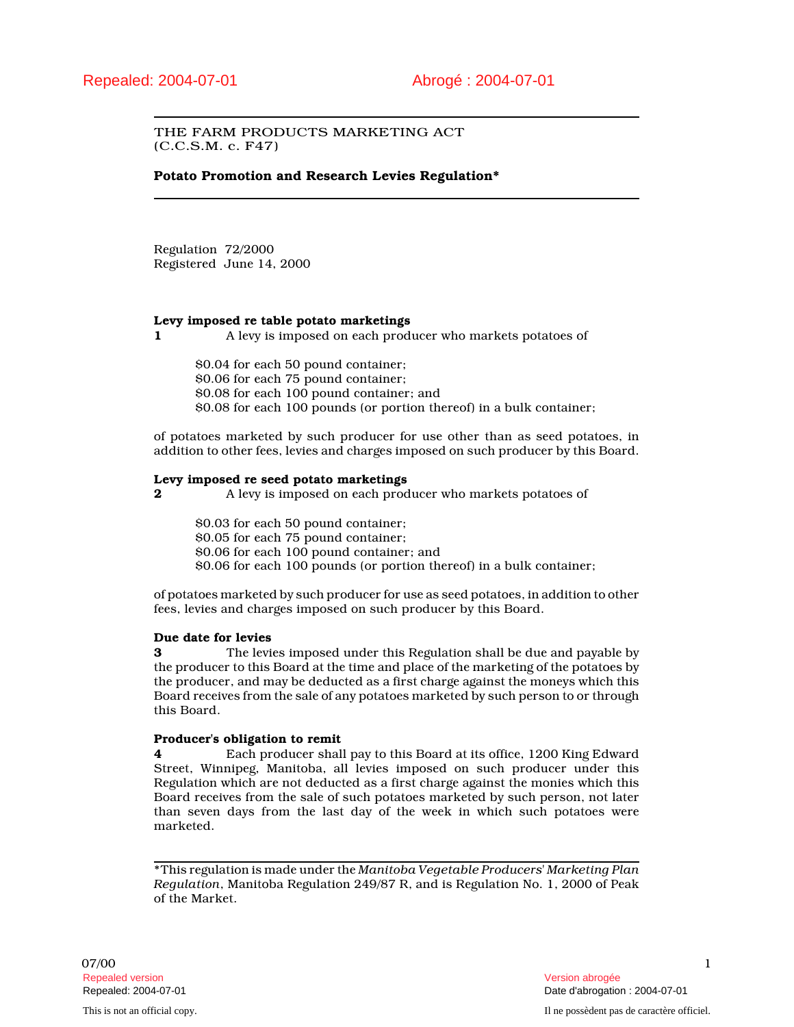Repealed: 2004-07-01 Abrogé : 2004-07-01

THE FARM PRODUCTS MARKETING ACT
(C.C.S.M. c. F47)

**Potato Promotion and Research Levies Regulation***

Regulation 72/2000
Registered June 14, 2000

**Levy imposed re table potato marketings**

**1** A levy is imposed on each producer who markets potatoes of

$0.04 for each 50 pound container;
$0.06 for each 75 pound container;
$0.08 for each 100 pound container; and
$0.08 for each 100 pounds (or portion thereof) in a bulk container;

of potatoes marketed by such producer for use other than as seed potatoes, in addition to other fees, levies and charges imposed on such producer by this Board.

**Levy imposed re seed potato marketings**

**2** A levy is imposed on each producer who markets potatoes of

$0.03 for each 50 pound container;
$0.05 for each 75 pound container;
$0.06 for each 100 pound container; and
$0.06 for each 100 pounds (or portion thereof) in a bulk container;

of potatoes marketed by such producer for use as seed potatoes, in addition to other fees, levies and charges imposed on such producer by this Board.

**Due date for levies**

**3** The levies imposed under this Regulation shall be due and payable by the producer to this Board at the time and place of the marketing of the potatoes by the producer, and may be deducted as a first charge against the moneys which this Board receives from the sale of any potatoes marketed by such person to or through this Board.

**Producer's obligation to remit**

**4** Each producer shall pay to this Board at its office, 1200 King Edward Street, Winnipeg, Manitoba, all levies imposed on such producer under this Regulation which are not deducted as a first charge against the monies which this Board receives from the sale of such potatoes marketed by such person, not later than seven days from the last day of the week in which such potatoes were marketed.

*This regulation is made under the *Manitoba Vegetable Producers' Marketing Plan Regulation*, Manitoba Regulation 249/87 R, and is Regulation No. 1, 2000 of Peak of the Market.

07/00

Repealed version — Version abrogée
Repealed: 2004-07-01 — Date d'abrogation : 2004-07-01

This is not an official copy. — Il ne possèdent pas de caractère officiel.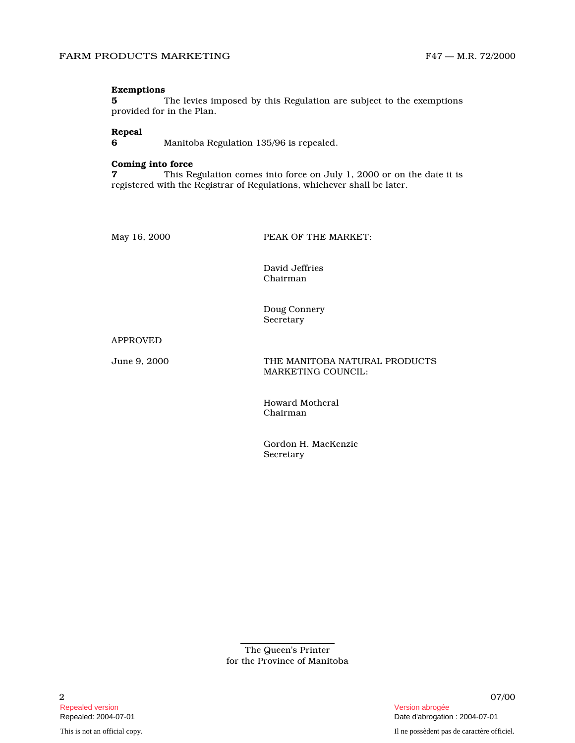**Exemptions**

**5** The levies imposed by this Regulation are subject to the exemptions provided for in the Plan.

**Repeal**

**6** Manitoba Regulation 135/96 is repealed.

**Coming into force**

**7** This Regulation comes into force on July 1, 2000 or on the date it is registered with the Registrar of Regulations, whichever shall be later.

May 16, 2000

PEAK OF THE MARKET:

David Jeffries
Chairman

Doug Connery
Secretary

APPROVED

June 9, 2000

THE MANITOBA NATURAL PRODUCTS MARKETING COUNCIL:

Howard Motheral
Chairman

Gordon H. MacKenzie
Secretary

The Queen's Printer
for the Province of Manitoba

Repealed version
Repealed: 2004-07-01

Version abrogée
Date d'abrogation : 2004-07-01

This is not an official copy.

Il ne possèdent pas de caractère officiel.